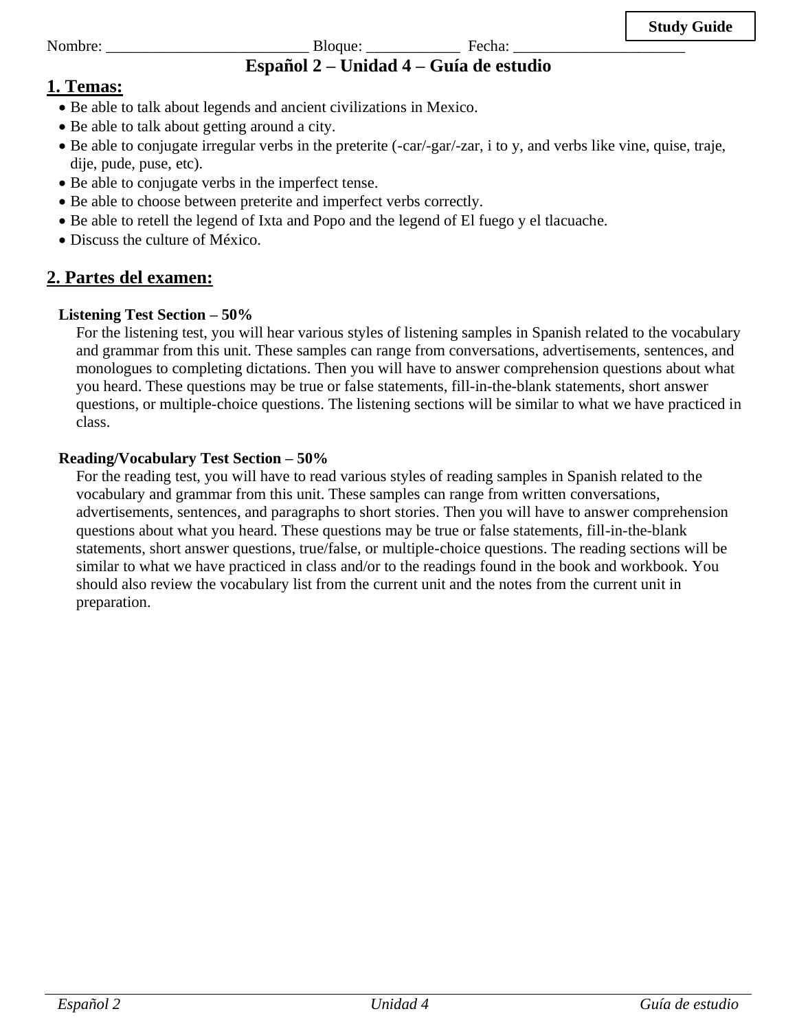**Study Guide**

Nombre: __________________________ Bloque: ____________ Fecha: ______________________

# Español 2 – Unidad 4 – Guía de estudio

## 1. Temas:

- Be able to talk about legends and ancient civilizations in Mexico.
- Be able to talk about getting around a city.
- Be able to conjugate irregular verbs in the preterite (-car/-gar/-zar, i to y, and verbs like vine, quise, traje, dije, pude, puse, etc).
- Be able to conjugate verbs in the imperfect tense.
- Be able to choose between preterite and imperfect verbs correctly.
- Be able to retell the legend of Ixta and Popo and the legend of El fuego y el tlacuache.
- Discuss the culture of México.

## 2. Partes del examen:

**Listening Test Section – 50%**

For the listening test, you will hear various styles of listening samples in Spanish related to the vocabulary and grammar from this unit. These samples can range from conversations, advertisements, sentences, and monologues to completing dictations. Then you will have to answer comprehension questions about what you heard. These questions may be true or false statements, fill-in-the-blank statements, short answer questions, or multiple-choice questions. The listening sections will be similar to what we have practiced in class.

**Reading/Vocabulary Test Section – 50%**

For the reading test, you will have to read various styles of reading samples in Spanish related to the vocabulary and grammar from this unit. These samples can range from written conversations, advertisements, sentences, and paragraphs to short stories. Then you will have to answer comprehension questions about what you heard. These questions may be true or false statements, fill-in-the-blank statements, short answer questions, true/false, or multiple-choice questions. The reading sections will be similar to what we have practiced in class and/or to the readings found in the book and workbook. You should also review the vocabulary list from the current unit and the notes from the current unit in preparation.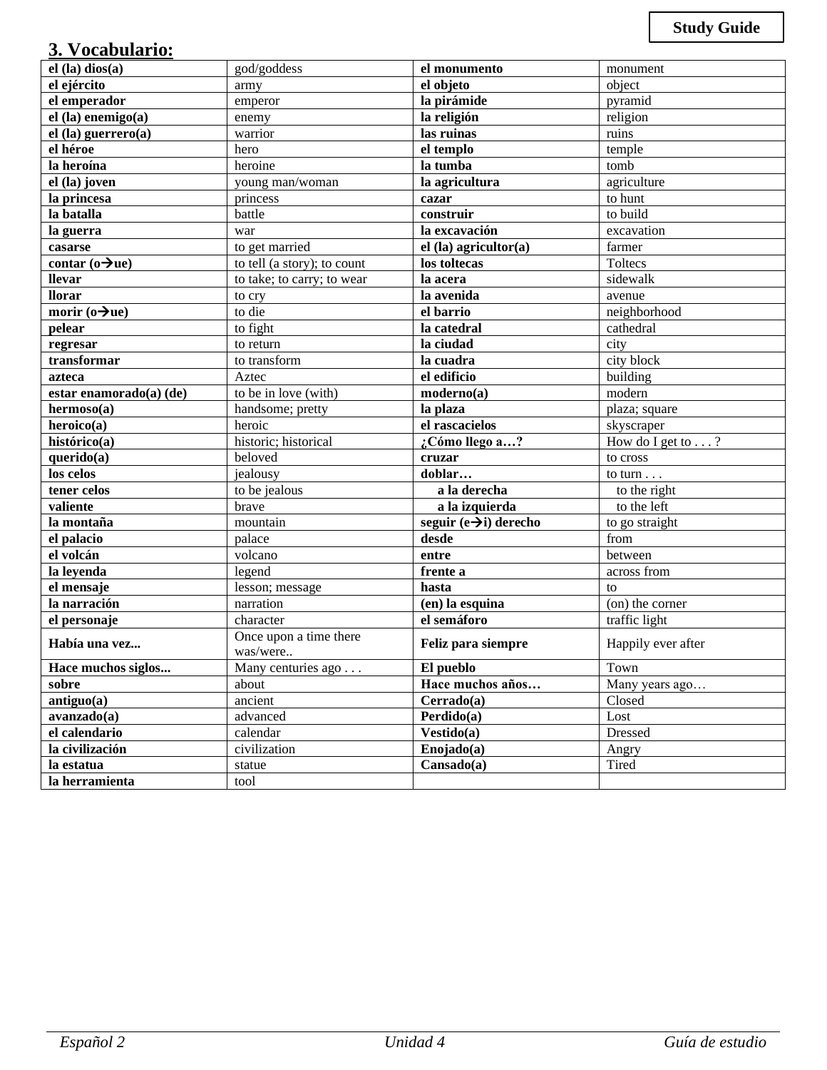**Study Guide**

## 3. Vocabulario:

| | | | |
|---|---|---|---|
| **el (la) dios(a)** | god/goddess | **el monumento** | monument |
| **el ejército** | army | **el objeto** | object |
| **el emperador** | emperor | **la pirámide** | pyramid |
| **el (la) enemigo(a)** | enemy | **la religión** | religion |
| **el (la) guerrero(a)** | warrior | **las ruinas** | ruins |
| **el héroe** | hero | **el templo** | temple |
| **la heroína** | heroine | **la tumba** | tomb |
| **el (la) joven** | young man/woman | **la agricultura** | agriculture |
| **la princesa** | princess | **cazar** | to hunt |
| **la batalla** | battle | **construir** | to build |
| **la guerra** | war | **la excavación** | excavation |
| **casarse** | to get married | **el (la) agricultor(a)** | farmer |
| **contar (o→ue)** | to tell (a story); to count | **los toltecas** | Toltecs |
| **llevar** | to take; to carry; to wear | **la acera** | sidewalk |
| **llorar** | to cry | **la avenida** | avenue |
| **morir (o→ue)** | to die | **el barrio** | neighborhood |
| **pelear** | to fight | **la catedral** | cathedral |
| **regresar** | to return | **la ciudad** | city |
| **transformar** | to transform | **la cuadra** | city block |
| **azteca** | Aztec | **el edificio** | building |
| **estar enamorado(a) (de)** | to be in love (with) | **moderno(a)** | modern |
| **hermoso(a)** | handsome; pretty | **la plaza** | plaza; square |
| **heroico(a)** | heroic | **el rascacielos** | skyscraper |
| **histórico(a)** | historic; historical | **¿Cómo llego a…?** | How do I get to . . . ? |
| **querido(a)** | beloved | **cruzar** | to cross |
| **los celos** | jealousy | **doblar…** | to turn . . . |
| **tener celos** | to be jealous | **a la derecha** | to the right |
| **valiente** | brave | **a la izquierda** | to the left |
| **la montaña** | mountain | **seguir (e→i) derecho** | to go straight |
| **el palacio** | palace | **desde** | from |
| **el volcán** | volcano | **entre** | between |
| **la leyenda** | legend | **frente a** | across from |
| **el mensaje** | lesson; message | **hasta** | to |
| **la narración** | narration | **(en) la esquina** | (on) the corner |
| **el personaje** | character | **el semáforo** | traffic light |
| **Había una vez...** | Once upon a time there was/were.. | **Feliz para siempre** | Happily ever after |
| **Hace muchos siglos...** | Many centuries ago . . . | **El pueblo** | Town |
| **sobre** | about | **Hace muchos años…** | Many years ago… |
| **antiguo(a)** | ancient | **Cerrado(a)** | Closed |
| **avanzado(a)** | advanced | **Perdido(a)** | Lost |
| **el calendario** | calendar | **Vestido(a)** | Dressed |
| **la civilización** | civilization | **Enojado(a)** | Angry |
| **la estatua** | statue | **Cansado(a)** | Tired |
| **la herramienta** | tool | | |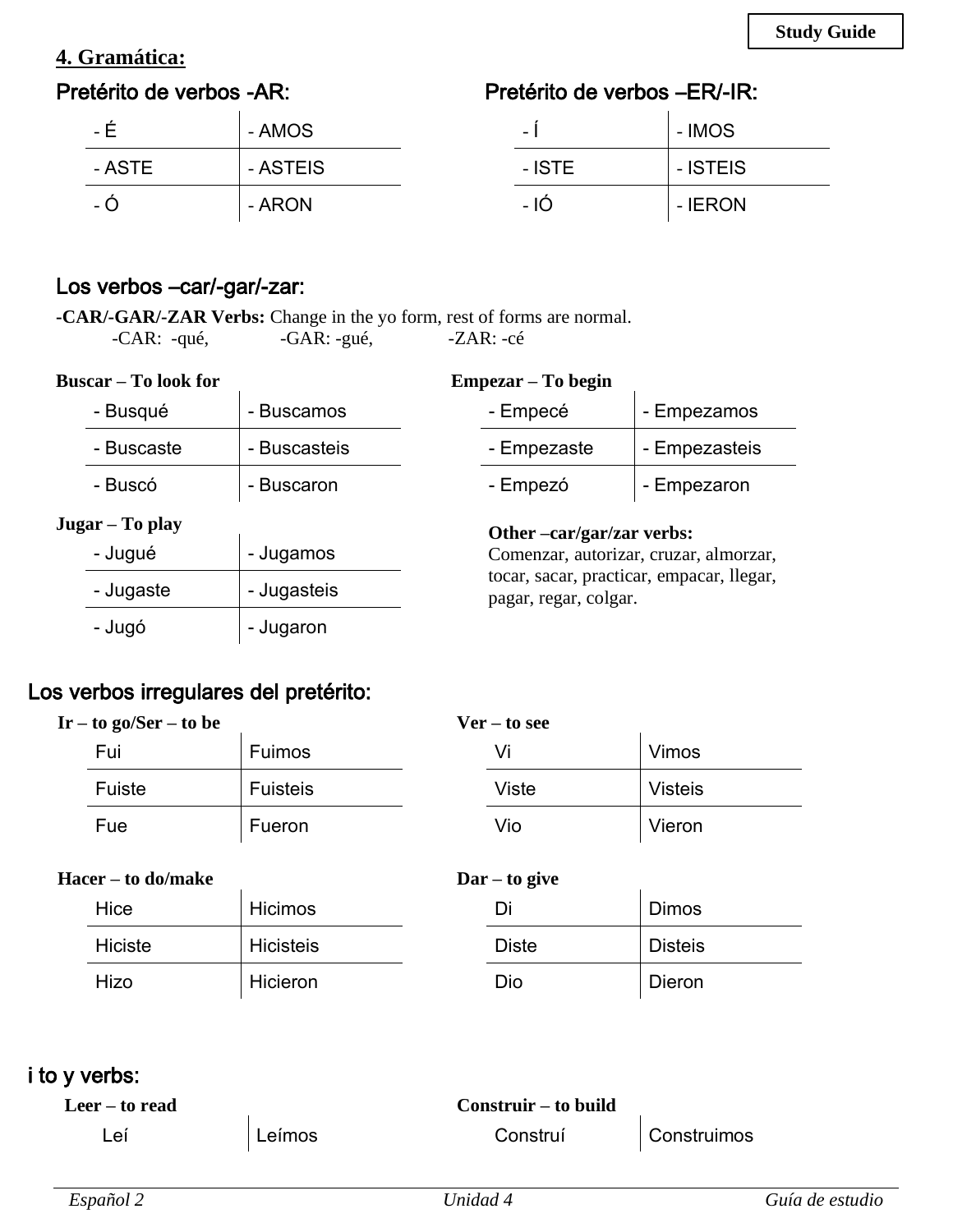**Study Guide**

## 4. Gramática:

### Pretérito de verbos -AR:

| | |
|---|---|
| - É | - AMOS |
| - ASTE | - ASTEIS |
| - Ó | - ARON |

### Pretérito de verbos –ER/-IR:

| | |
|---|---|
| - Í | - IMOS |
| - ISTE | - ISTEIS |
| - IÓ | - IERON |

### Los verbos –car/-gar/-zar:

-**CAR/-GAR/-ZAR Verbs:** Change in the yo form, rest of forms are normal.
-CAR: -qué, -GAR: -gué, -ZAR: -cé

**Buscar – To look for**

| | |
|---|---|
| - Busqué | - Buscamos |
| - Buscaste | - Buscasteis |
| - Buscó | - Buscaron |

**Empezar – To begin**

| | |
|---|---|
| - Empecé | - Empezamos |
| - Empezaste | - Empezasteis |
| - Empezó | - Empezaron |

**Jugar – To play**

| | |
|---|---|
| - Jugué | - Jugamos |
| - Jugaste | - Jugasteis |
| - Jugó | - Jugaron |

**Other –car/gar/zar verbs:**
Comenzar, autorizar, cruzar, almorzar, tocar, sacar, practicar, empacar, llegar, pagar, regar, colgar.

### Los verbos irregulares del pretérito:

**Ir – to go/Ser – to be**

| | |
|---|---|
| Fui | Fuimos |
| Fuiste | Fuisteis |
| Fue | Fueron |

**Ver – to see**

| | |
|---|---|
| Vi | Vimos |
| Viste | Visteis |
| Vio | Vieron |

**Hacer – to do/make**

| | |
|---|---|
| Hice | Hicimos |
| Hiciste | Hicisteis |
| Hizo | Hicieron |

**Dar – to give**

| | |
|---|---|
| Di | Dimos |
| Diste | Disteis |
| Dio | Dieron |

### i to y verbs:

**Leer – to read**

| | |
|---|---|
| Leí | Leímos |

**Construir – to build**

| | |
|---|---|
| Construí | Construimos |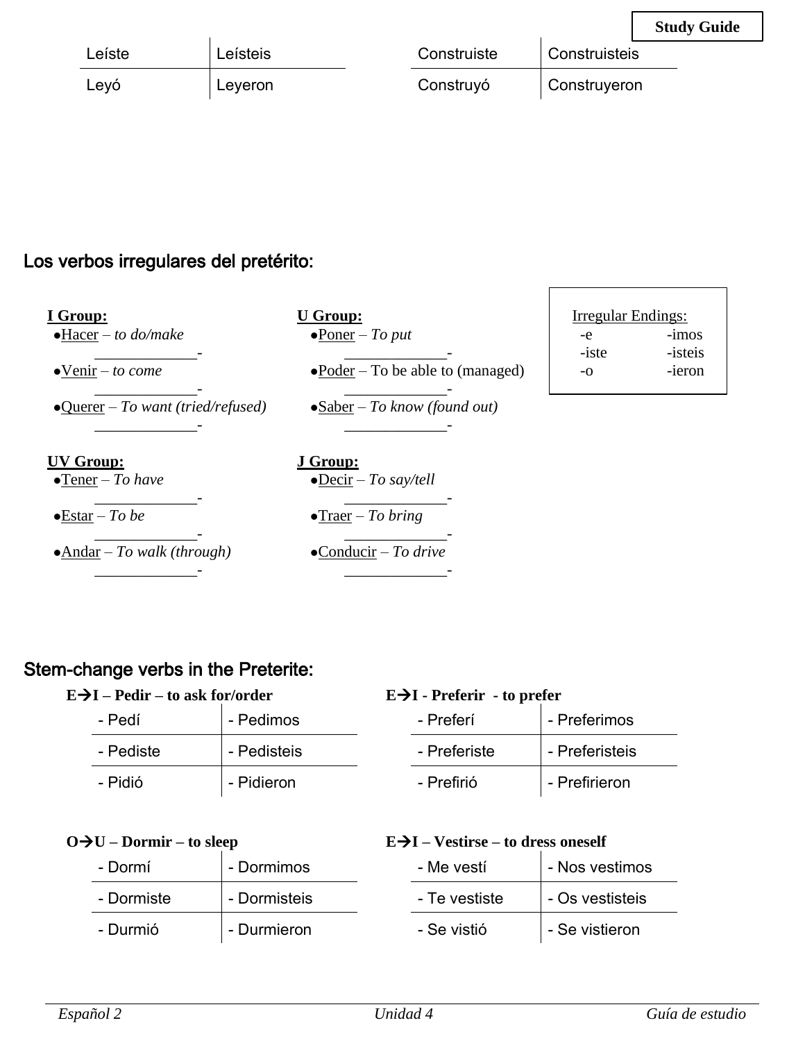| Leíste | Leísteis |
| --- | --- |
| Leyó | Leyeron |

| Construiste | Construisteis |
| --- | --- |
| Construyó | Construyeron |

## Los verbos irregulares del pretérito:

**I Group:**
- Hacer – *to do/make*
  _____________-
- Venir – *to come*
  _____________-
- Querer – *To want (tried/refused)*
  _____________-

**U Group:**
- Poner – *To put*
  _____________-
- Poder – To be able to (managed)
  _____________-
- Saber – *To know (found out)*
  _____________-

Irregular Endings:

| | |
| --- | --- |
| -e | -imos |
| -iste | -isteis |
| -o | -ieron |

**UV Group:**
- Tener – *To have*
  _____________-
- Estar – *To be*
  _____________-
- Andar – *To walk (through)*
  _____________-

**J Group:**
- Decir – *To say/tell*
  _____________-
- Traer – *To bring*
  _____________-
- Conducir – *To drive*
  _____________-

## Stem-change verbs in the Preterite:

**E→I – Pedir – to ask for/order**

| - Pedí | - Pedimos |
| --- | --- |
| - Pediste | - Pedisteis |
| - Pidió | - Pidieron |

**E→I - Preferir - to prefer**

| - Preferí | - Preferimos |
| --- | --- |
| - Preferiste | - Preferisteis |
| - Prefirió | - Prefirieron |

**O→U – Dormir – to sleep**

| - Dormí | - Dormimos |
| --- | --- |
| - Dormiste | - Dormisteis |
| - Durmió | - Durmieron |

**E→I – Vestirse – to dress oneself**

| - Me vestí | - Nos vestimos |
| --- | --- |
| - Te vestiste | - Os vestisteis |
| - Se vistió | - Se vistieron |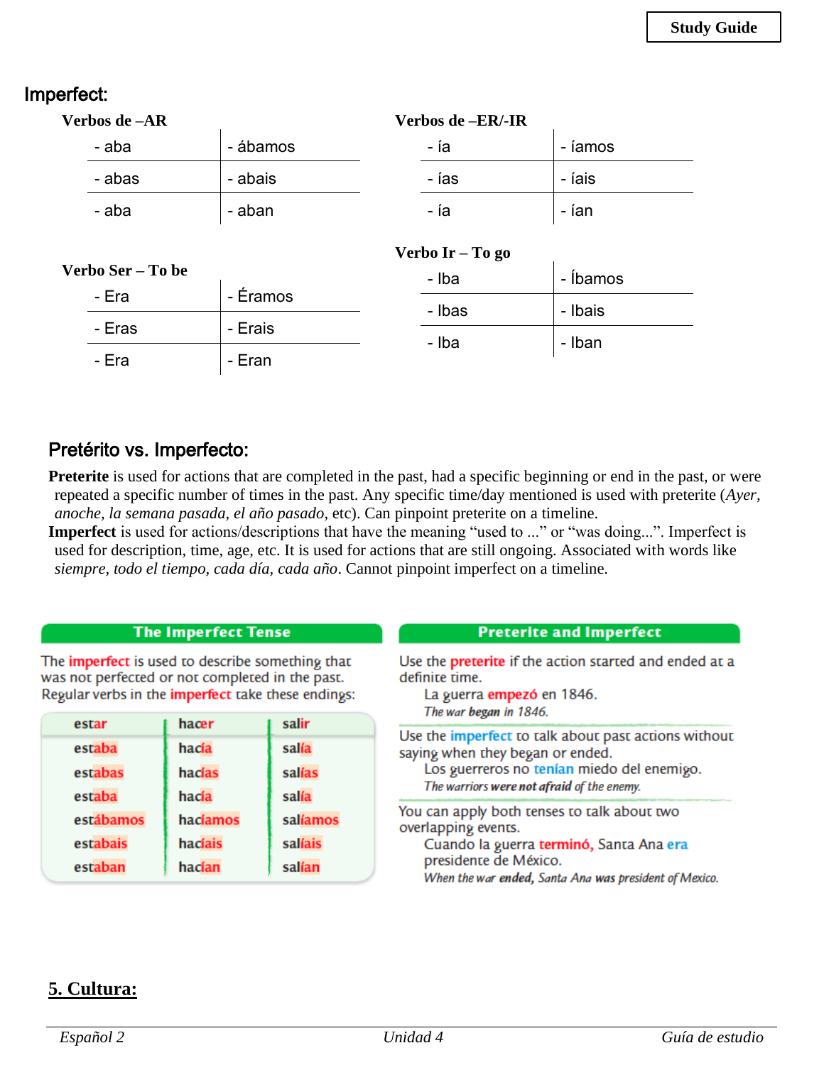## Imperfect:

**Verbos de –AR**

| | |
|---|---|
| - aba | - ábamos |
| - abas | - abais |
| - aba | - aban |

**Verbos de –ER/-IR**

| | |
|---|---|
| - ía | - íamos |
| - ías | - íais |
| - ía | - ían |

**Verbo Ser – To be**

| | |
|---|---|
| - Era | - Éramos |
| - Eras | - Erais |
| - Era | - Eran |

**Verbo Ir – To go**

| | |
|---|---|
| - Iba | - Íbamos |
| - Ibas | - Ibais |
| - Iba | - Iban |

## Pretérito vs. Imperfecto:

**Preterite** is used for actions that are completed in the past, had a specific beginning or end in the past, or were repeated a specific number of times in the past. Any specific time/day mentioned is used with preterite (*Ayer, anoche, la semana pasada, el año pasado*, etc). Can pinpoint preterite on a timeline.

**Imperfect** is used for actions/descriptions that have the meaning "used to ..." or "was doing...". Imperfect is used for description, time, age, etc. It is used for actions that are still ongoing. Associated with words like *siempre, todo el tiempo, cada día, cada año*. Cannot pinpoint imperfect on a timeline.

### The Imperfect Tense

The **imperfect** is used to describe something that was not perfected or not completed in the past. Regular verbs in the **imperfect** take these endings:

| estar | hacer | salir |
|---|---|---|
| estaba | hacía | salía |
| estabas | hacías | salías |
| estaba | hacía | salía |
| estábamos | hacíamos | salíamos |
| estabais | hacíais | salíais |
| estaban | hacían | salían |

### Preterite and Imperfect

Use the **preterite** if the action started and ended at a definite time.

La guerra **empezó** en 1846.
*The war **began** in 1846.*

Use the **imperfect** to talk about past actions without saying when they began or ended.

Los guerreros no **tenían** miedo del enemigo.
*The warriors **were not afraid** of the enemy.*

You can apply both tenses to talk about two overlapping events.

Cuando la guerra **terminó,** Santa Ana **era** presidente de México.
*When the war **ended,** Santa Ana **was** president of Mexico.*

## 5. Cultura: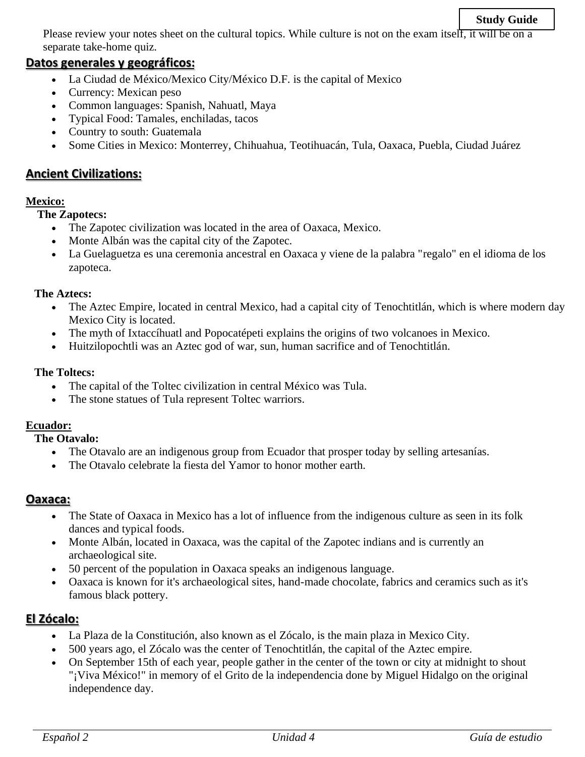Study Guide

Please review your notes sheet on the cultural topics. While culture is not on the exam itself, it will be on a separate take-home quiz.

## Datos generales y geográficos:

- La Ciudad de México/Mexico City/México D.F. is the capital of Mexico
- Currency: Mexican peso
- Common languages: Spanish, Nahuatl, Maya
- Typical Food: Tamales, enchiladas, tacos
- Country to south: Guatemala
- Some Cities in Mexico: Monterrey, Chihuahua, Teotihuacán, Tula, Oaxaca, Puebla, Ciudad Juárez

## Ancient Civilizations:

### Mexico:

**The Zapotecs:**

- The Zapotec civilization was located in the area of Oaxaca, Mexico.
- Monte Albán was the capital city of the Zapotec.
- La Guelaguetza es una ceremonia ancestral en Oaxaca y viene de la palabra "regalo" en el idioma de los zapoteca.

**The Aztecs:**

- The Aztec Empire, located in central Mexico, had a capital city of Tenochtitlán, which is where modern day Mexico City is located.
- The myth of Ixtaccíhuatl and Popocatépeti explains the origins of two volcanoes in Mexico.
- Huitzilopochtli was an Aztec god of war, sun, human sacrifice and of Tenochtitlán.

**The Toltecs:**

- The capital of the Toltec civilization in central México was Tula.
- The stone statues of Tula represent Toltec warriors.

### Ecuador:

**The Otavalo:**

- The Otavalo are an indigenous group from Ecuador that prosper today by selling artesanías.
- The Otavalo celebrate la fiesta del Yamor to honor mother earth.

## Oaxaca:

- The State of Oaxaca in Mexico has a lot of influence from the indigenous culture as seen in its folk dances and typical foods.
- Monte Albán, located in Oaxaca, was the capital of the Zapotec indians and is currently an archaeological site.
- 50 percent of the population in Oaxaca speaks an indigenous language.
- Oaxaca is known for it's archaeological sites, hand-made chocolate, fabrics and ceramics such as it's famous black pottery.

## El Zócalo:

- La Plaza de la Constitución, also known as el Zócalo, is the main plaza in Mexico City.
- 500 years ago, el Zócalo was the center of Tenochtitlán, the capital of the Aztec empire.
- On September 15th of each year, people gather in the center of the town or city at midnight to shout "¡Viva México!" in memory of el Grito de la independencia done by Miguel Hidalgo on the original independence day.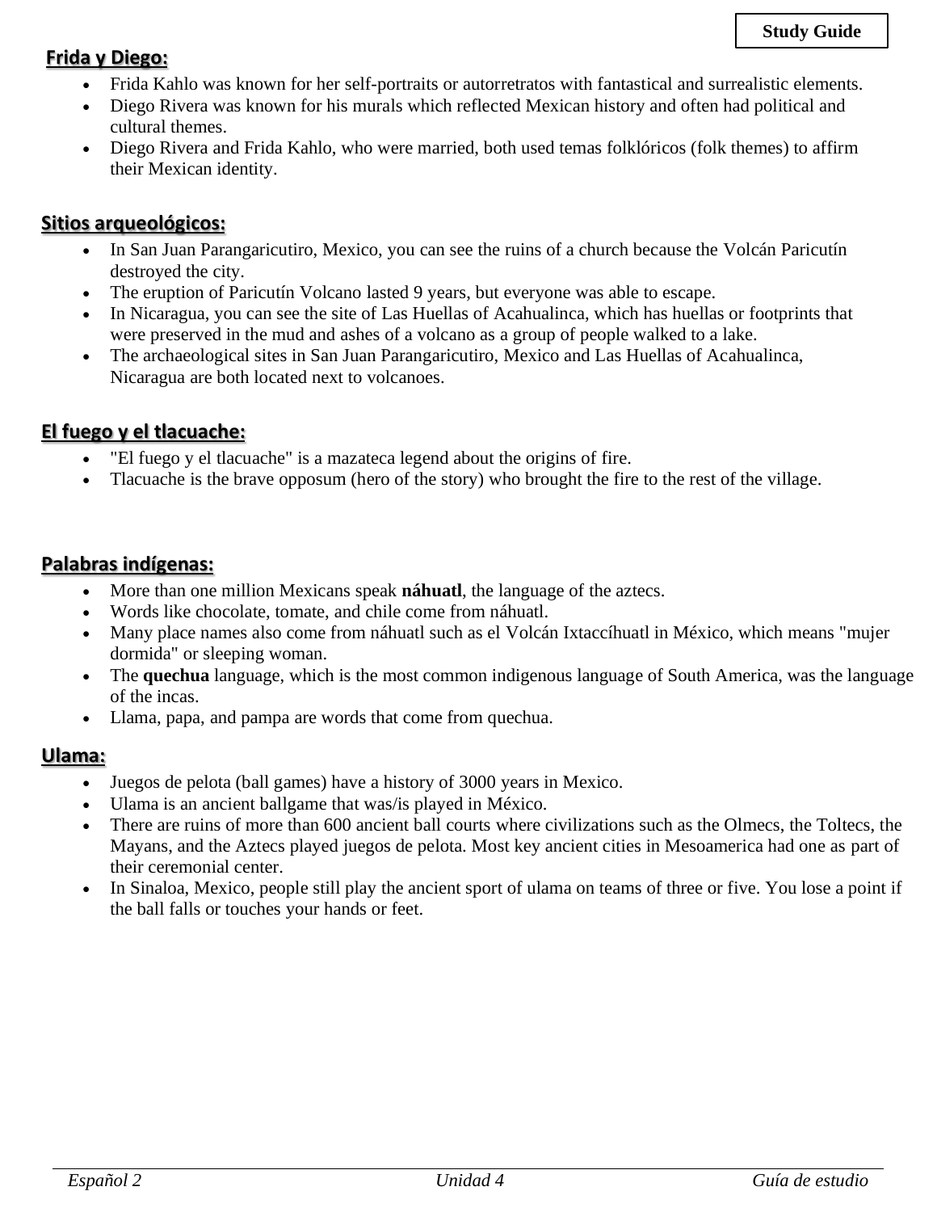**Study Guide**

## Frida y Diego:

- Frida Kahlo was known for her self-portraits or autorretratos with fantastical and surrealistic elements.
- Diego Rivera was known for his murals which reflected Mexican history and often had political and cultural themes.
- Diego Rivera and Frida Kahlo, who were married, both used temas folklóricos (folk themes) to affirm their Mexican identity.

## Sitios arqueológicos:

- In San Juan Parangaricutiro, Mexico, you can see the ruins of a church because the Volcán Paricutín destroyed the city.
- The eruption of Paricutín Volcano lasted 9 years, but everyone was able to escape.
- In Nicaragua, you can see the site of Las Huellas of Acahualinca, which has huellas or footprints that were preserved in the mud and ashes of a volcano as a group of people walked to a lake.
- The archaeological sites in San Juan Parangaricutiro, Mexico and Las Huellas of Acahualinca, Nicaragua are both located next to volcanoes.

## El fuego y el tlacuache:

- "El fuego y el tlacuache" is a mazateca legend about the origins of fire.
- Tlacuache is the brave opposum (hero of the story) who brought the fire to the rest of the village.

## Palabras indígenas:

- More than one million Mexicans speak **náhuatl**, the language of the aztecs.
- Words like chocolate, tomate, and chile come from náhuatl.
- Many place names also come from náhuatl such as el Volcán Ixtaccíhuatl in México, which means "mujer dormida" or sleeping woman.
- The **quechua** language, which is the most common indigenous language of South America, was the language of the incas.
- Llama, papa, and pampa are words that come from quechua.

## Ulama:

- Juegos de pelota (ball games) have a history of 3000 years in Mexico.
- Ulama is an ancient ballgame that was/is played in México.
- There are ruins of more than 600 ancient ball courts where civilizations such as the Olmecs, the Toltecs, the Mayans, and the Aztecs played juegos de pelota. Most key ancient cities in Mesoamerica had one as part of their ceremonial center.
- In Sinaloa, Mexico, people still play the ancient sport of ulama on teams of three or five. You lose a point if the ball falls or touches your hands or feet.